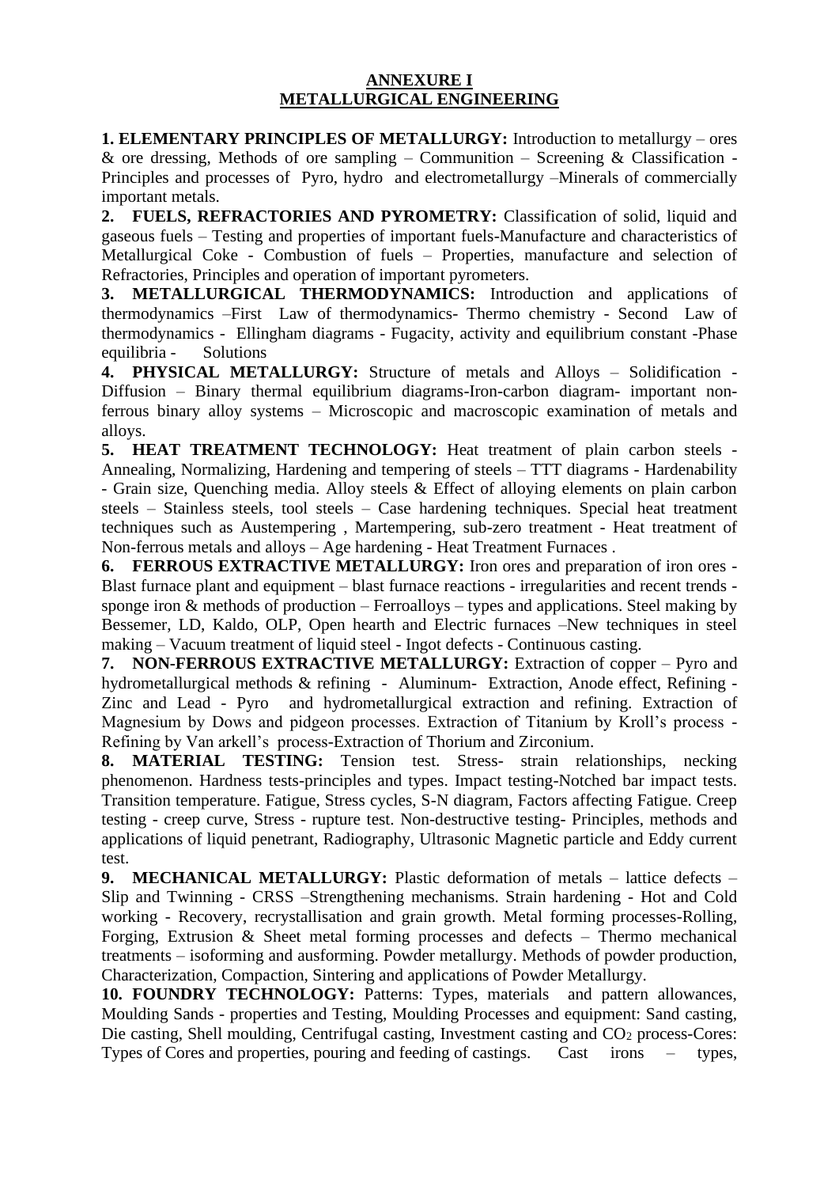## ANNEXURE I
## METALLURGICAL ENGINEERING

**1. ELEMENTARY PRINCIPLES OF METALLURGY:** Introduction to metallurgy – ores & ore dressing, Methods of ore sampling – Communition – Screening & Classification - Principles and processes of Pyro, hydro and electrometallurgy –Minerals of commercially important metals.

**2. FUELS, REFRACTORIES AND PYROMETRY:** Classification of solid, liquid and gaseous fuels – Testing and properties of important fuels-Manufacture and characteristics of Metallurgical Coke - Combustion of fuels – Properties, manufacture and selection of Refractories, Principles and operation of important pyrometers.

**3. METALLURGICAL THERMODYNAMICS:** Introduction and applications of thermodynamics –First Law of thermodynamics- Thermo chemistry - Second Law of thermodynamics - Ellingham diagrams - Fugacity, activity and equilibrium constant -Phase equilibria - Solutions

**4. PHYSICAL METALLURGY:** Structure of metals and Alloys – Solidification - Diffusion – Binary thermal equilibrium diagrams-Iron-carbon diagram- important non-ferrous binary alloy systems – Microscopic and macroscopic examination of metals and alloys.

**5. HEAT TREATMENT TECHNOLOGY:** Heat treatment of plain carbon steels - Annealing, Normalizing, Hardening and tempering of steels – TTT diagrams - Hardenability - Grain size, Quenching media. Alloy steels & Effect of alloying elements on plain carbon steels – Stainless steels, tool steels – Case hardening techniques. Special heat treatment techniques such as Austempering , Martempering, sub-zero treatment - Heat treatment of Non-ferrous metals and alloys – Age hardening - Heat Treatment Furnaces .

**6. FERROUS EXTRACTIVE METALLURGY:** Iron ores and preparation of iron ores - Blast furnace plant and equipment – blast furnace reactions - irregularities and recent trends - sponge iron & methods of production – Ferroalloys – types and applications. Steel making by Bessemer, LD, Kaldo, OLP, Open hearth and Electric furnaces –New techniques in steel making – Vacuum treatment of liquid steel - Ingot defects - Continuous casting.

**7. NON-FERROUS EXTRACTIVE METALLURGY:** Extraction of copper – Pyro and hydrometallurgical methods & refining - Aluminum- Extraction, Anode effect, Refining - Zinc and Lead - Pyro and hydrometallurgical extraction and refining. Extraction of Magnesium by Dows and pidgeon processes. Extraction of Titanium by Kroll's process - Refining by Van arkell's process-Extraction of Thorium and Zirconium.

**8. MATERIAL TESTING:** Tension test. Stress- strain relationships, necking phenomenon. Hardness tests-principles and types. Impact testing-Notched bar impact tests. Transition temperature. Fatigue, Stress cycles, S-N diagram, Factors affecting Fatigue. Creep testing - creep curve, Stress - rupture test. Non-destructive testing- Principles, methods and applications of liquid penetrant, Radiography, Ultrasonic Magnetic particle and Eddy current test.

**9. MECHANICAL METALLURGY:** Plastic deformation of metals – lattice defects – Slip and Twinning - CRSS –Strengthening mechanisms. Strain hardening - Hot and Cold working - Recovery, recrystallisation and grain growth. Metal forming processes-Rolling, Forging, Extrusion & Sheet metal forming processes and defects – Thermo mechanical treatments – isoforming and ausforming. Powder metallurgy. Methods of powder production, Characterization, Compaction, Sintering and applications of Powder Metallurgy.

**10. FOUNDRY TECHNOLOGY:** Patterns: Types, materials and pattern allowances, Moulding Sands - properties and Testing, Moulding Processes and equipment: Sand casting, Die casting, Shell moulding, Centrifugal casting, Investment casting and $CO_2$ process-Cores: Types of Cores and properties, pouring and feeding of castings. Cast irons – types,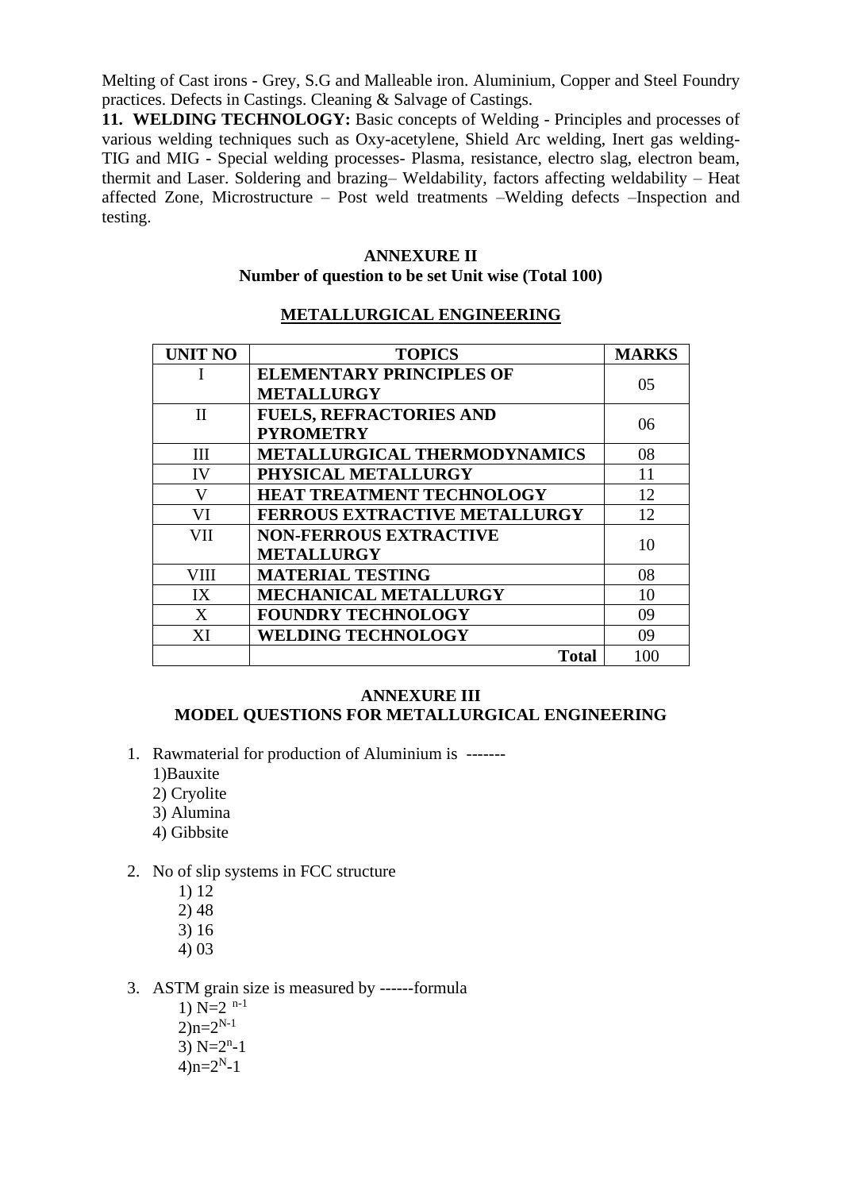Melting of Cast irons - Grey, S.G and Malleable iron. Aluminium, Copper and Steel Foundry practices. Defects in Castings. Cleaning & Salvage of Castings.

**11. WELDING TECHNOLOGY:** Basic concepts of Welding - Principles and processes of various welding techniques such as Oxy-acetylene, Shield Arc welding, Inert gas welding-TIG and MIG - Special welding processes- Plasma, resistance, electro slag, electron beam, thermit and Laser. Soldering and brazing– Weldability, factors affecting weldability – Heat affected Zone, Microstructure – Post weld treatments –Welding defects –Inspection and testing.

## ANNEXURE II
### Number of question to be set Unit wise (Total 100)

### METALLURGICAL ENGINEERING

| UNIT NO | TOPICS | MARKS |
|---|---|---|
| I | ELEMENTARY PRINCIPLES OF METALLURGY | 05 |
| II | FUELS, REFRACTORIES AND PYROMETRY | 06 |
| III | METALLURGICAL THERMODYNAMICS | 08 |
| IV | PHYSICAL METALLURGY | 11 |
| V | HEAT TREATMENT TECHNOLOGY | 12 |
| VI | FERROUS EXTRACTIVE METALLURGY | 12 |
| VII | NON-FERROUS EXTRACTIVE METALLURGY | 10 |
| VIII | MATERIAL TESTING | 08 |
| IX | MECHANICAL METALLURGY | 10 |
| X | FOUNDRY TECHNOLOGY | 09 |
| XI | WELDING TECHNOLOGY | 09 |
| | **Total** | 100 |

## ANNEXURE III
### MODEL QUESTIONS FOR METALLURGICAL ENGINEERING

1. Rawmaterial for production of Aluminium is -------
   1)Bauxite
   2) Cryolite
   3) Alumina
   4) Gibbsite

2. No of slip systems in FCC structure
   1) 12
   2) 48
   3) 16
   4) 03

3. ASTM grain size is measured by ------formula
   1) $N=2^{n-1}$
   2) $n=2^{N-1}$
   3) $N=2^{n}-1$
   4) $n=2^{N}-1$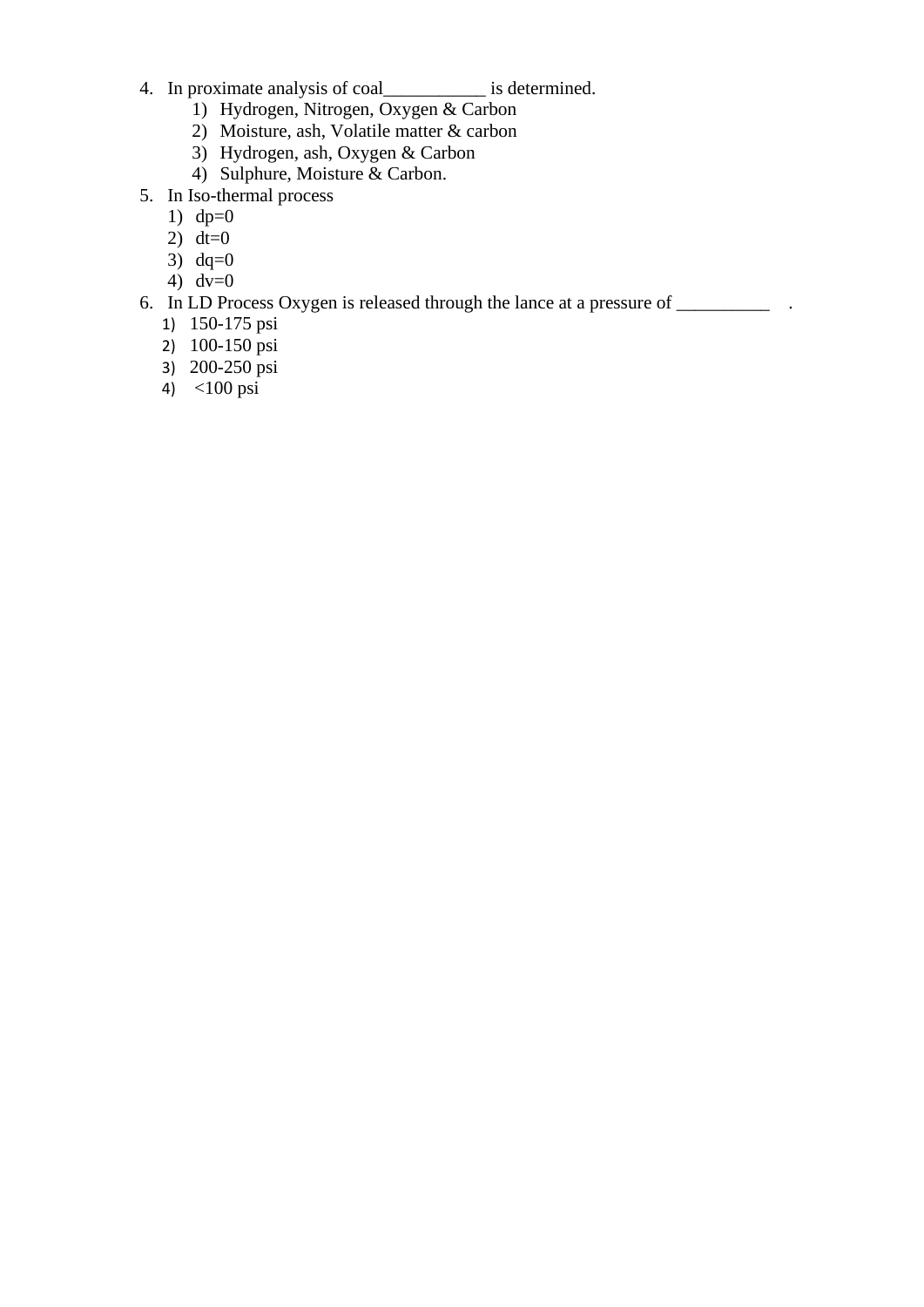4. In proximate analysis of coal___________ is determined.
    1) Hydrogen, Nitrogen, Oxygen & Carbon
    2) Moisture, ash, Volatile matter & carbon
    3) Hydrogen, ash, Oxygen & Carbon
    4) Sulphure, Moisture & Carbon.
5. In Iso-thermal process
    1) dp=0
    2) dt=0
    3) dq=0
    4) dv=0
6. In LD Process Oxygen is released through the lance at a pressure of __________ .
    1) 150-175 psi
    2) 100-150 psi
    3) 200-250 psi
    4) <100 psi